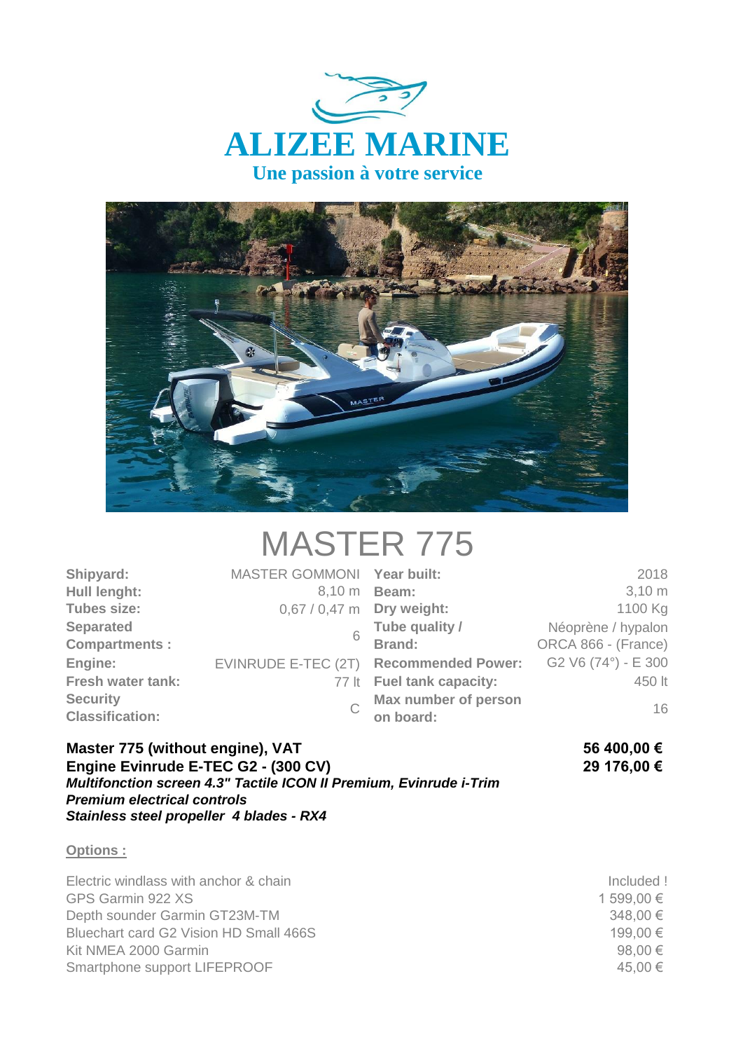# ALIZEE MARINE

**Une passion à votre service**

# MASTER 775

| | | | |
|---|---|---|---|
| **Shipyard:** | MASTER GOMMONI | **Year built:** | 2018 |
| **Hull lenght:** | 8,10 m | **Beam:** | 3,10 m |
| **Tubes size:** | 0,67 / 0,47 m | **Dry weight:** | 1100 Kg |
| **Separated Compartments :** | 6 | **Tube quality / Brand:** | Néoprène / hypalon ORCA 866 - (France) |
| **Engine:** | EVINRUDE E-TEC (2T) | **Recommended Power:** | G2 V6 (74°) - E 300 |
| **Fresh water tank:** | 77 lt | **Fuel tank capacity:** | 450 lt |
| **Security Classification:** | C | **Max number of person on board:** | 16 |

| | |
|---|---|
| **Master 775 (without engine), VAT** | **56 400,00 €** |
| **Engine Evinrude E-TEC G2 - (300 CV)** | **29 176,00 €** |

***Multifonction screen 4.3" Tactile ICON II Premium, Evinrude i-Trim***
***Premium electrical controls***
***Stainless steel propeller 4 blades - RX4***

**Options :**

| | |
|---|---|
| Electric windlass with anchor & chain | Included ! |
| GPS Garmin 922 XS | 1 599,00 € |
| Depth sounder Garmin GT23M-TM | 348,00 € |
| Bluechart card G2 Vision HD Small 466S | 199,00 € |
| Kit NMEA 2000 Garmin | 98,00 € |
| Smartphone support LIFEPROOF | 45,00 € |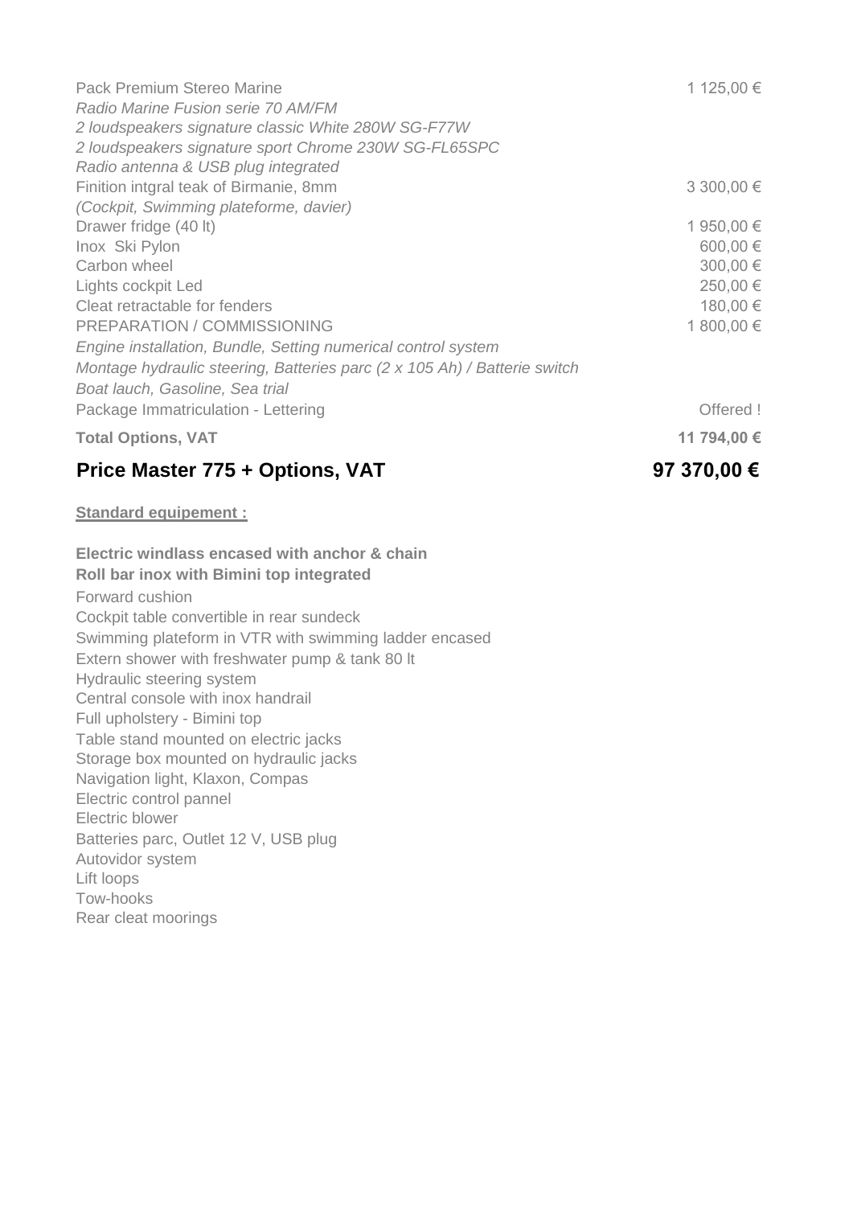| | |
|---|---|
| Pack Premium Stereo Marine | 1 125,00 € |
| *Radio Marine Fusion serie 70 AM/FM* | |
| *2 loudspeakers signature classic White 280W SG-F77W* | |
| *2 loudspeakers signature sport Chrome 230W SG-FL65SPC* | |
| *Radio antenna & USB plug integrated* | |
| Finition intgral teak of Birmanie, 8mm | 3 300,00 € |
| *(Cockpit, Swimming plateforme, davier)* | |
| Drawer fridge (40 lt) | 1 950,00 € |
| Inox Ski Pylon | 600,00 € |
| Carbon wheel | 300,00 € |
| Lights cockpit Led | 250,00 € |
| Cleat retractable for fenders | 180,00 € |
| PREPARATION / COMMISSIONING | 1 800,00 € |
| *Engine installation, Bundle, Setting numerical control system* | |
| *Montage hydraulic steering, Batteries parc (2 x 105 Ah) / Batterie switch* | |
| *Boat lauch, Gasoline, Sea trial* | |
| Package Immatriculation - Lettering | Offered ! |
| **Total Options, VAT** | **11 794,00 €** |
| **Price Master 775 + Options, VAT** | **97 370,00 €** |

**Standard equipement :**

**Electric windlass encased with anchor & chain**
**Roll bar inox with Bimini top integrated**
Forward cushion
Cockpit table convertible in rear sundeck
Swimming plateform in VTR with swimming ladder encased
Extern shower with freshwater pump & tank 80 lt
Hydraulic steering system
Central console with inox handrail
Full upholstery - Bimini top
Table stand mounted on electric jacks
Storage box mounted on hydraulic jacks
Navigation light, Klaxon, Compas
Electric control pannel
Electric blower
Batteries parc, Outlet 12 V, USB plug
Autovidor system
Lift loops
Tow-hooks
Rear cleat moorings